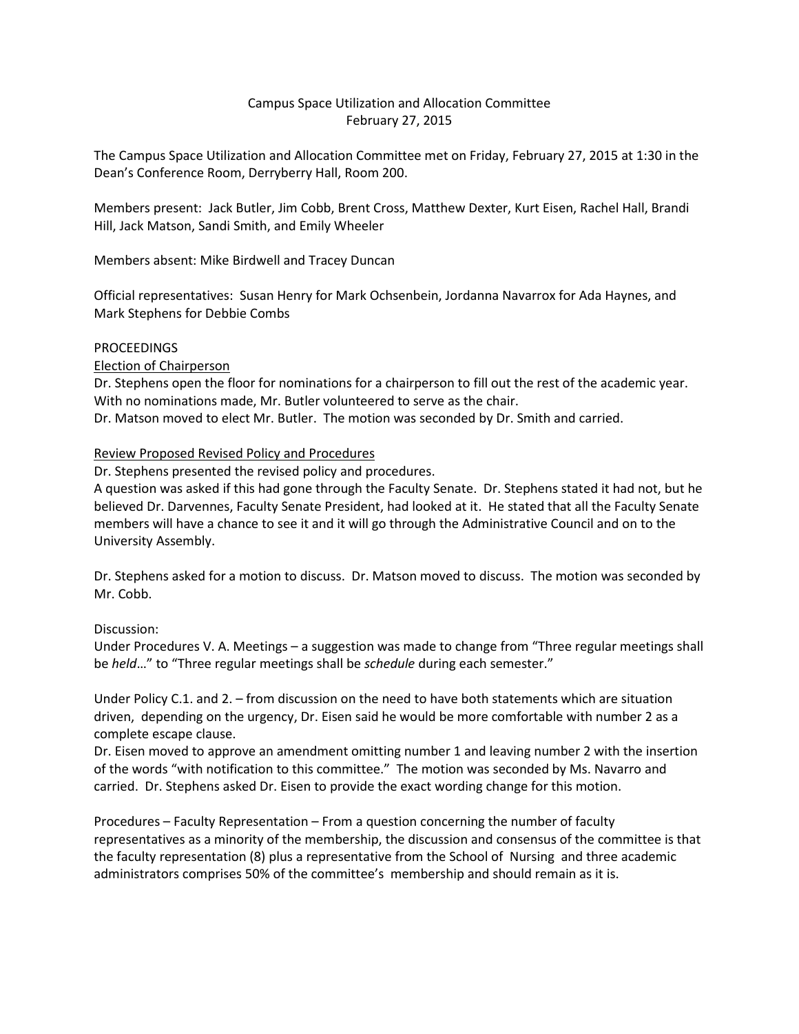# Campus Space Utilization and Allocation Committee
February 27, 2015

The Campus Space Utilization and Allocation Committee met on Friday, February 27, 2015 at 1:30 in the Dean's Conference Room, Derryberry Hall, Room 200.

Members present: Jack Butler, Jim Cobb, Brent Cross, Matthew Dexter, Kurt Eisen, Rachel Hall, Brandi Hill, Jack Matson, Sandi Smith, and Emily Wheeler

Members absent: Mike Birdwell and Tracey Duncan

Official representatives: Susan Henry for Mark Ochsenbein, Jordanna Navarrox for Ada Haynes, and Mark Stephens for Debbie Combs

## PROCEEDINGS

### Election of Chairperson

Dr. Stephens open the floor for nominations for a chairperson to fill out the rest of the academic year. With no nominations made, Mr. Butler volunteered to serve as the chair.

Dr. Matson moved to elect Mr. Butler. The motion was seconded by Dr. Smith and carried.

### Review Proposed Revised Policy and Procedures

Dr. Stephens presented the revised policy and procedures.

A question was asked if this had gone through the Faculty Senate. Dr. Stephens stated it had not, but he believed Dr. Darvennes, Faculty Senate President, had looked at it. He stated that all the Faculty Senate members will have a chance to see it and it will go through the Administrative Council and on to the University Assembly.

Dr. Stephens asked for a motion to discuss. Dr. Matson moved to discuss. The motion was seconded by Mr. Cobb.

Discussion:

Under Procedures V. A. Meetings – a suggestion was made to change from "Three regular meetings shall be *held*…" to "Three regular meetings shall be *schedule* during each semester."

Under Policy C.1. and 2. – from discussion on the need to have both statements which are situation driven, depending on the urgency, Dr. Eisen said he would be more comfortable with number 2 as a complete escape clause.

Dr. Eisen moved to approve an amendment omitting number 1 and leaving number 2 with the insertion of the words "with notification to this committee." The motion was seconded by Ms. Navarro and carried. Dr. Stephens asked Dr. Eisen to provide the exact wording change for this motion.

Procedures – Faculty Representation – From a question concerning the number of faculty representatives as a minority of the membership, the discussion and consensus of the committee is that the faculty representation (8) plus a representative from the School of Nursing and three academic administrators comprises 50% of the committee's membership and should remain as it is.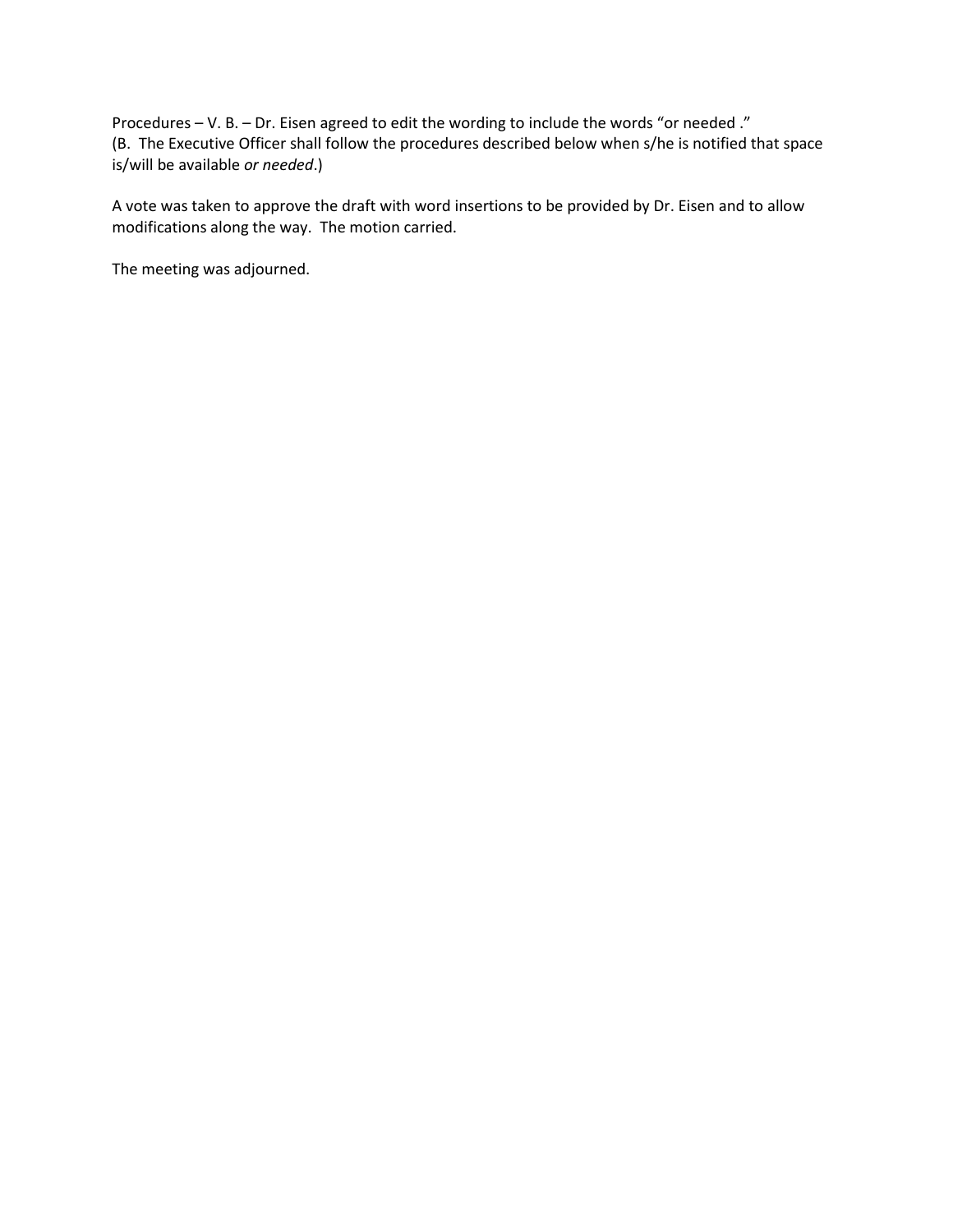Procedures – V. B. – Dr. Eisen agreed to edit the wording to include the words "or needed ."
(B. The Executive Officer shall follow the procedures described below when s/he is notified that space is/will be available *or needed*.)

A vote was taken to approve the draft with word insertions to be provided by Dr. Eisen and to allow modifications along the way. The motion carried.

The meeting was adjourned.